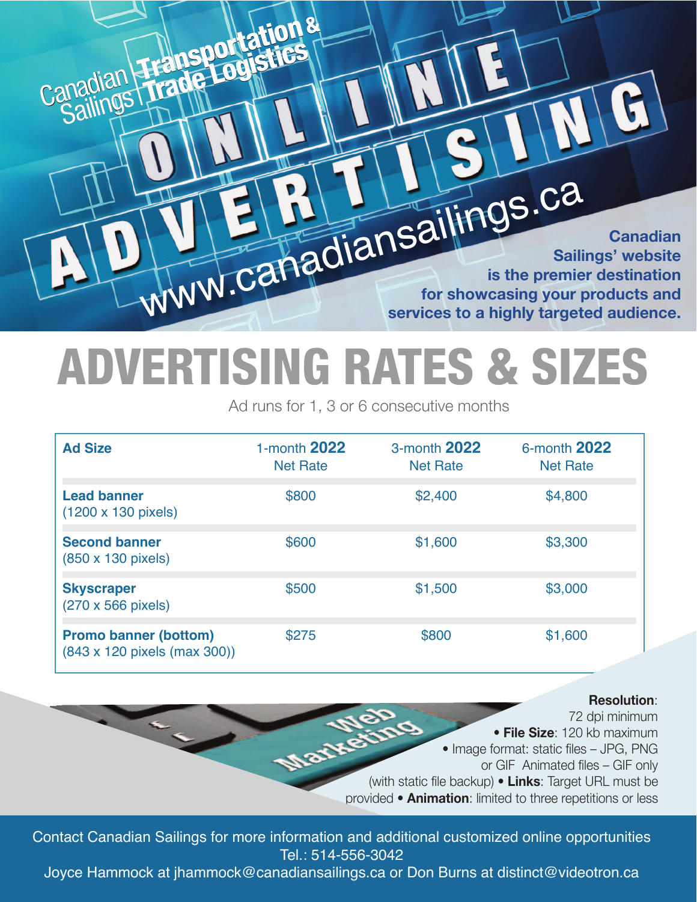Canadian Sailings | Transportation & Trade Logistics

# ONLINE ADVERTISING

www.canadiansailings.ca

**Canadian Sailings' website is the premier destination for showcasing your products and services to a highly targeted audience.**

# ADVERTISING RATES & SIZES

Ad runs for 1, 3 or 6 consecutive months

| Ad Size | 1-month **2022** Net Rate | 3-month **2022** Net Rate | 6-month **2022** Net Rate |
| --- | --- | --- | --- |
| **Lead banner** (1200 x 130 pixels) | $800 | $2,400 | $4,800 |
| **Second banner** (850 x 130 pixels) | $600 | $1,600 | $3,300 |
| **Skyscraper** (270 x 566 pixels) | $500 | $1,500 | $3,000 |
| **Promo banner (bottom)** (843 x 120 pixels (max 300)) | $275 | $800 | $1,600 |

**Resolution**: 72 dpi minimum • **File Size**: 120 kb maximum • Image format: static files – JPG, PNG or GIF Animated files – GIF only (with static file backup) • **Links**: Target URL must be provided • **Animation**: limited to three repetitions or less

Contact Canadian Sailings for more information and additional customized online opportunities
Tel.: 514-556-3042
Joyce Hammock at jhammock@canadiansailings.ca or Don Burns at distinct@videotron.ca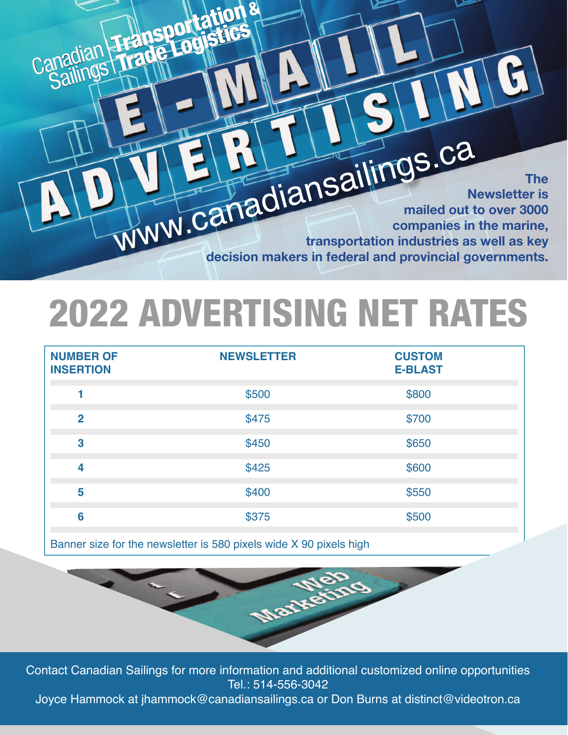Canadian Sailings | Transportation & Trade Logistics

# E-MAIL ADVERTISING

www.canadiansailings.ca

**The Newsletter is mailed out to over 3000 companies in the marine, transportation industries as well as key decision makers in federal and provincial governments.**

# 2022 ADVERTISING NET RATES

| NUMBER OF INSERTION | NEWSLETTER | CUSTOM E-BLAST |
|---|---|---|
| 1 | $500 | $800 |
| 2 | $475 | $700 |
| 3 | $450 | $650 |
| 4 | $425 | $600 |
| 5 | $400 | $550 |
| 6 | $375 | $500 |

Banner size for the newsletter is 580 pixels wide X 90 pixels high

Contact Canadian Sailings for more information and additional customized online opportunities
Tel.: 514-556-3042
Joyce Hammock at jhammock@canadiansailings.ca or Don Burns at distinct@videotron.ca